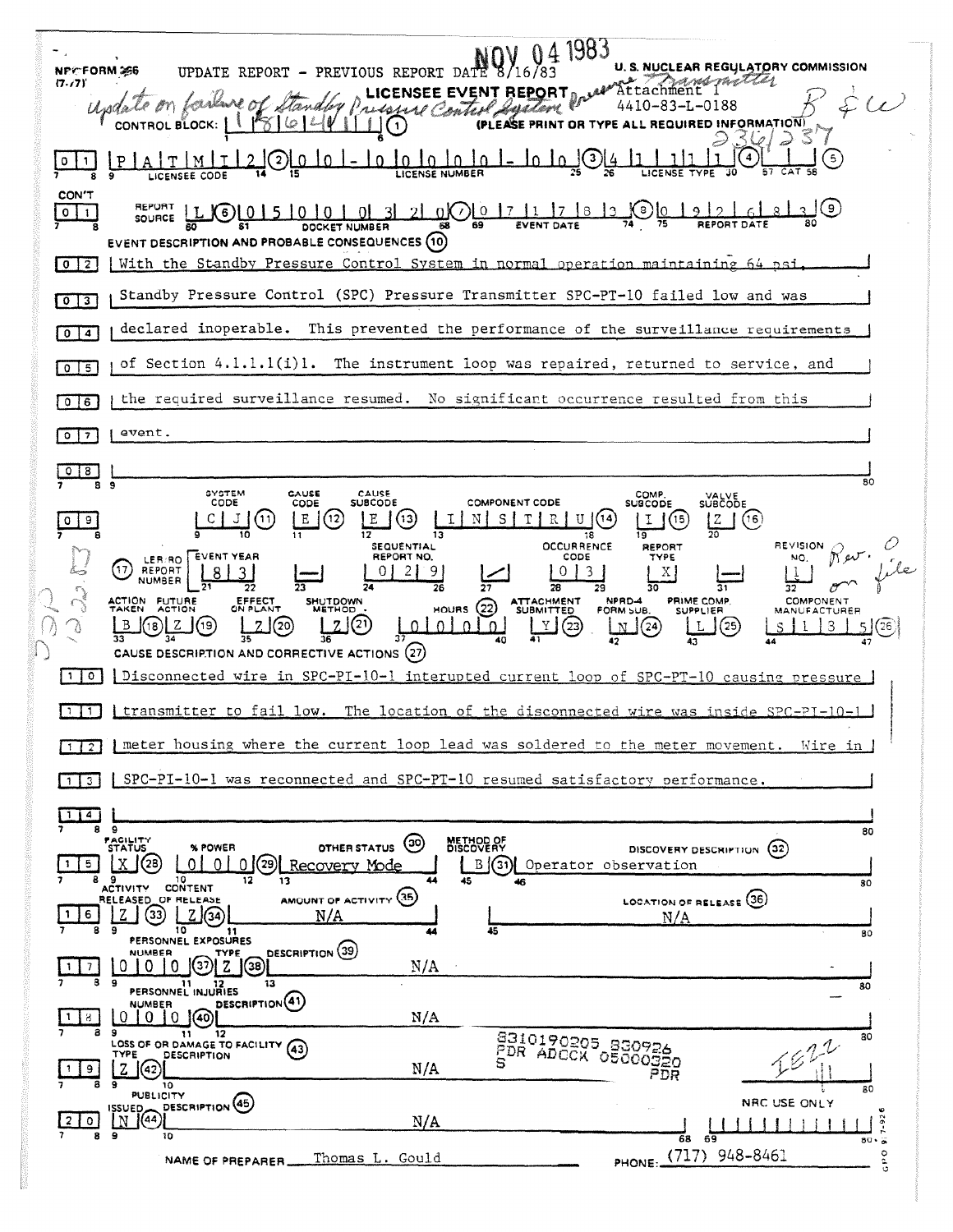NRC FORM 366 (7-77) UPDATE REPORT - PREVIOUS REPORT DATE 8/16/83

NOV 04 1983

U. S. NUCLEAR REGULATORY COMMISSION

# LICENSEE EVENT REPORT

Attachment 1
4410-83-L-0188

*update on failure of Standby Pressure Control System Pressure Transmitter*

CONTROL BLOCK: | | | | | | | (1) (PLEASE PRINT OR TYPE ALL REQUIRED INFORMATION)

| 0 | 1 | P A T M I 2 (2) | 0 0 - 0 0 0 0 0 - 0 0 (3) | 4 1 1 1 1 (4) | | (5) |
|---|---|---|---|---|---|---|
| | | LICENSEE CODE | LICENSE NUMBER | LICENSE TYPE | CAT | |

CON'T

| 0 | 1 | REPORT SOURCE L (6) | 0 5 0 0 0 3 2 0 (7) | 0 7 1 7 8 3 (8) | 0 9 2 6 8 3 (9) |
|---|---|---|---|---|---|
| | | | DOCKET NUMBER | EVENT DATE | REPORT DATE |

EVENT DESCRIPTION AND PROBABLE CONSEQUENCES (10)

0 2 With the Standby Pressure Control System in normal operation maintaining 64 psi,
0 3 Standby Pressure Control (SPC) Pressure Transmitter SPC-PT-10 failed low and was
0 4 declared inoperable. This prevented the performance of the surveillance requirements
0 5 of Section 4.1.1.1(i)1. The instrument loop was repaired, returned to service, and
0 6 the required surveillance resumed. No significant occurrence resulted from this
0 7 event.
0 8

| | SYSTEM CODE | CAUSE CODE | CAUSE SUBCODE | COMPONENT CODE | COMP. SUBCODE | VALVE SUBCODE |
|---|---|---|---|---|---|---|
| 0 9 | C J (11) | E (12) | E (13) | I N S T R U (14) | I (15) | Z (16) |

| (17) LER/RO REPORT NUMBER | EVENT YEAR | | SEQUENTIAL REPORT NO. | | OCCURRENCE CODE | REPORT TYPE | | REVISION NO. |
|---|---|---|---|---|---|---|---|---|
| | 8 3 | — | 0 2 9 | / | 0 3 | X | — | 1 |

| ACTION TAKEN | FUTURE ACTION | EFFECT ON PLANT | SHUTDOWN METHOD | HOURS (22) | ATTACHMENT SUBMITTED | NPRD-4 FORM SUB. | PRIME COMP. SUPPLIER | COMPONENT MANUFACTURER |
|---|---|---|---|---|---|---|---|---|
| B (18) | Z (19) | Z (20) | Z (21) | 0 0 0 0 | Y (23) | N (24) | L (25) | S 1 3 5 (26) |

CAUSE DESCRIPTION AND CORRECTIVE ACTIONS (27)

1 0 Disconnected wire in SPC-PI-10-1 interupted current loop of SPC-PT-10 causing pressure
1 1 transmitter to fail low. The location of the disconnected wire was inside SPC-PI-10-1
1 2 meter housing where the current loop lead was soldered to the meter movement. Wire in
1 3 SPC-PI-10-1 was reconnected and SPC-PT-10 resumed satisfactory performance.
1 4

| | FACILITY STATUS | % POWER | OTHER STATUS (30) | METHOD OF DISCOVERY | DISCOVERY DESCRIPTION (32) |
|---|---|---|---|---|---|
| 1 5 | X (28) | 0 0 0 (29) | Recovery Mode | B (31) | Operator observation |

| | ACTIVITY RELEASED | CONTENT OF RELEASE | AMOUNT OF ACTIVITY (35) | LOCATION OF RELEASE (36) |
|---|---|---|---|---|
| 1 6 | Z (33) | Z (34) | N/A | N/A |

PERSONNEL EXPOSURES

| | NUMBER | TYPE | DESCRIPTION (39) |
|---|---|---|---|
| 1 7 | 0 0 0 (37) | Z (38) | N/A |

PERSONNEL INJURIES

| | NUMBER | DESCRIPTION (41) |
|---|---|---|
| 1 8 | 0 0 0 (40) | N/A |

LOSS OF OR DAMAGE TO FACILITY (43)

| | TYPE | DESCRIPTION |
|---|---|---|
| 1 9 | Z (42) | N/A |

8310190205 830926
PDR ADOCK 05000320
S PDR

PUBLICITY

| | ISSUED | DESCRIPTION (45) |
|---|---|---|
| 2 0 | N (44) | N/A |

NRC USE ONLY

NAME OF PREPARER Thomas L. Gould PHONE: (717) 948-8461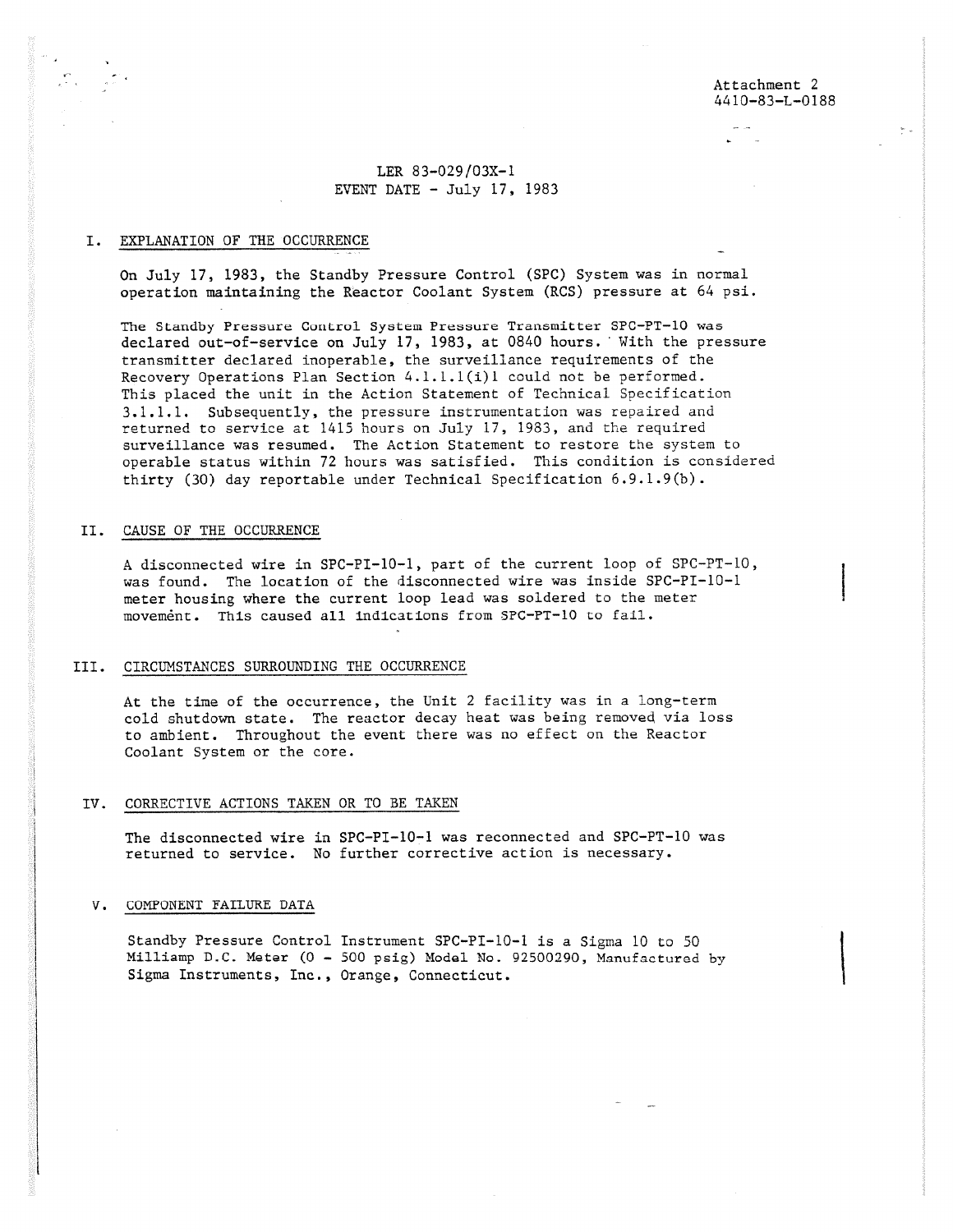Attachment 2
4410-83-L-0188

LER 83-029/03X-1
EVENT DATE - July 17, 1983

## I. EXPLANATION OF THE OCCURRENCE

On July 17, 1983, the Standby Pressure Control (SPC) System was in normal operation maintaining the Reactor Coolant System (RCS) pressure at 64 psi.

The Standby Pressure Control System Pressure Transmitter SPC-PT-10 was declared out-of-service on July 17, 1983, at 0840 hours. With the pressure transmitter declared inoperable, the surveillance requirements of the Recovery Operations Plan Section 4.1.1.1(i)1 could not be performed. This placed the unit in the Action Statement of Technical Specification 3.1.1.1. Subsequently, the pressure instrumentation was repaired and returned to service at 1415 hours on July 17, 1983, and the required surveillance was resumed. The Action Statement to restore the system to operable status within 72 hours was satisfied. This condition is considered thirty (30) day reportable under Technical Specification 6.9.1.9(b).

## II. CAUSE OF THE OCCURRENCE

A disconnected wire in SPC-PI-10-1, part of the current loop of SPC-PT-10, was found. The location of the disconnected wire was inside SPC-PI-10-1 meter housing where the current loop lead was soldered to the meter movement. This caused all indications from SPC-PT-10 to fail.

## III. CIRCUMSTANCES SURROUNDING THE OCCURRENCE

At the time of the occurrence, the Unit 2 facility was in a long-term cold shutdown state. The reactor decay heat was being removed via loss to ambient. Throughout the event there was no effect on the Reactor Coolant System or the core.

## IV. CORRECTIVE ACTIONS TAKEN OR TO BE TAKEN

The disconnected wire in SPC-PI-10-1 was reconnected and SPC-PT-10 was returned to service. No further corrective action is necessary.

## V. COMPONENT FAILURE DATA

Standby Pressure Control Instrument SPC-PI-10-1 is a Sigma 10 to 50 Milliamp D.C. Meter (0 - 500 psig) Model No. 92500290, Manufactured by Sigma Instruments, Inc., Orange, Connecticut.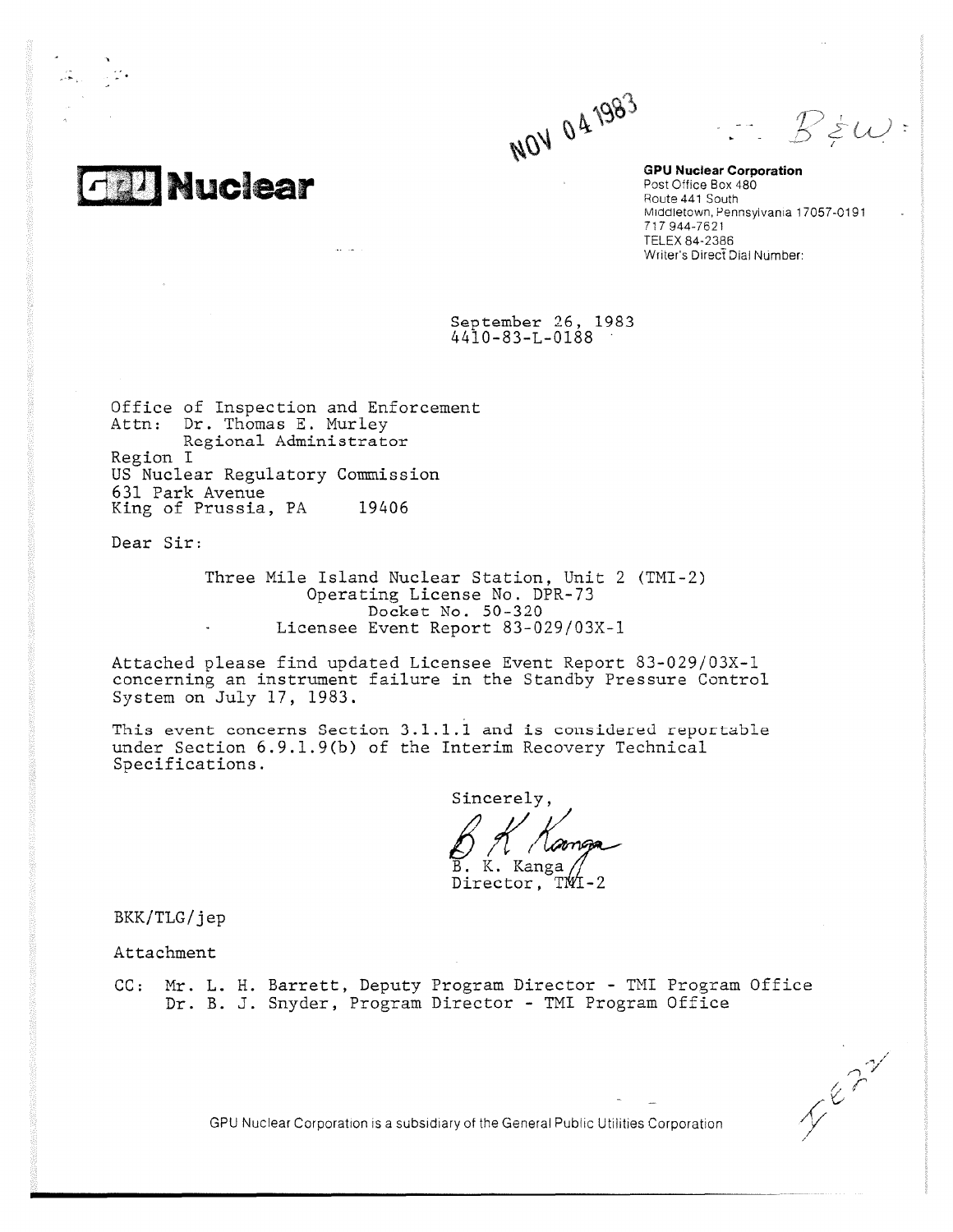NOV 04 1983

B&W

**GPU Nuclear**

**GPU Nuclear Corporation**
Post Office Box 480
Route 441 South
Middletown, Pennsylvania 17057-0191
717 944-7621
TELEX 84-2386
Writer's Direct Dial Number:

September 26, 1983
4410-83-L-0188

Office of Inspection and Enforcement
Attn: Dr. Thomas E. Murley
Regional Administrator
Region I
US Nuclear Regulatory Commission
631 Park Avenue
King of Prussia, PA 19406

Dear Sir:

Three Mile Island Nuclear Station, Unit 2 (TMI-2)
Operating License No. DPR-73
Docket No. 50-320
Licensee Event Report 83-029/03X-1

Attached please find updated Licensee Event Report 83-029/03X-1 concerning an instrument failure in the Standby Pressure Control System on July 17, 1983.

This event concerns Section 3.1.1.1 and is considered reportable under Section 6.9.1.9(b) of the Interim Recovery Technical Specifications.

Sincerely,

B. K. Kanga
Director, TMI-2

BKK/TLG/jep

Attachment

CC: Mr. L. H. Barrett, Deputy Program Director - TMI Program Office
Dr. B. J. Snyder, Program Director - TMI Program Office

IE22

GPU Nuclear Corporation is a subsidiary of the General Public Utilities Corporation